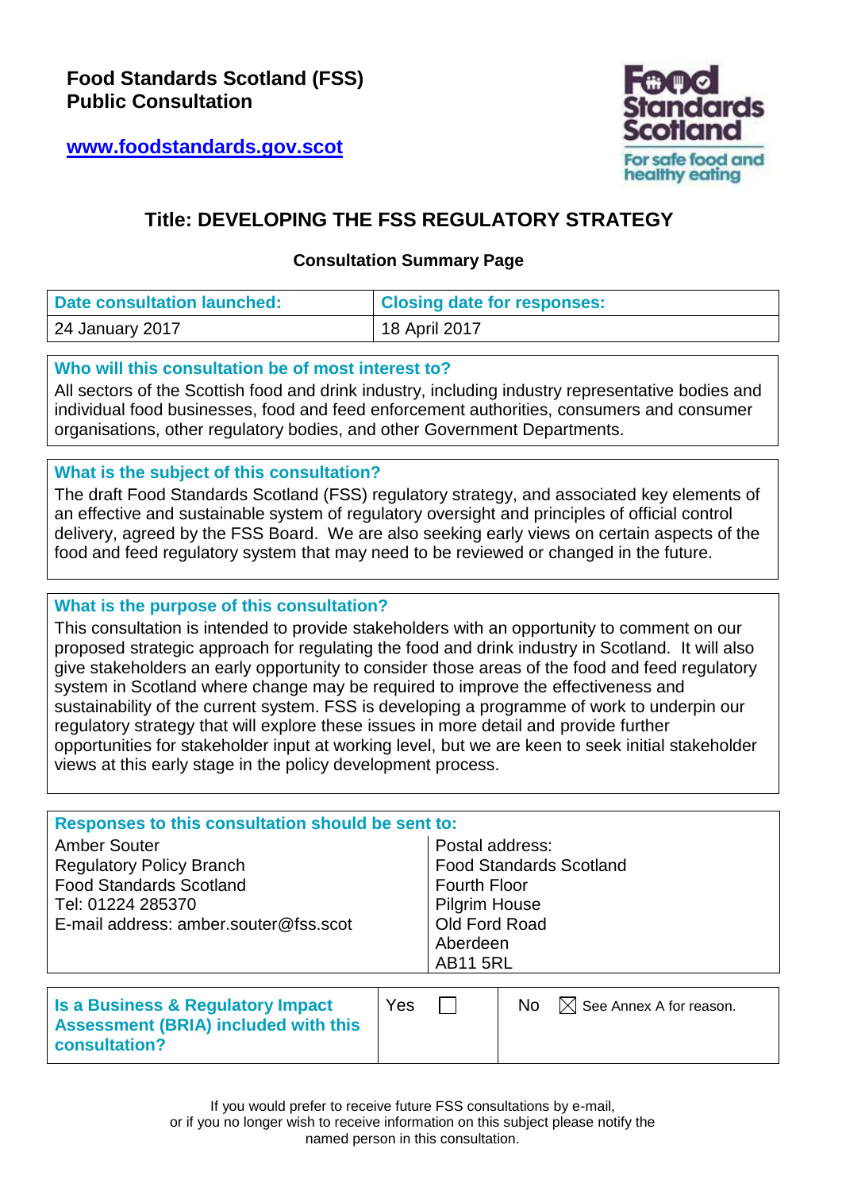**Food Standards Scotland (FSS)**
**Public Consultation**

[www.foodstandards.gov.scot](http://www.foodstandards.gov.scot)

Food Standards Scotland
For safe food and healthy eating

# Title: DEVELOPING THE FSS REGULATORY STRATEGY

**Consultation Summary Page**

| Date consultation launched: | Closing date for responses: |
|---|---|
| 24 January 2017 | 18 April 2017 |

**Who will this consultation be of most interest to?**

All sectors of the Scottish food and drink industry, including industry representative bodies and individual food businesses, food and feed enforcement authorities, consumers and consumer organisations, other regulatory bodies, and other Government Departments.

**What is the subject of this consultation?**

The draft Food Standards Scotland (FSS) regulatory strategy, and associated key elements of an effective and sustainable system of regulatory oversight and principles of official control delivery, agreed by the FSS Board. We are also seeking early views on certain aspects of the food and feed regulatory system that may need to be reviewed or changed in the future.

**What is the purpose of this consultation?**

This consultation is intended to provide stakeholders with an opportunity to comment on our proposed strategic approach for regulating the food and drink industry in Scotland. It will also give stakeholders an early opportunity to consider those areas of the food and feed regulatory system in Scotland where change may be required to improve the effectiveness and sustainability of the current system. FSS is developing a programme of work to underpin our regulatory strategy that will explore these issues in more detail and provide further opportunities for stakeholder input at working level, but we are keen to seek initial stakeholder views at this early stage in the policy development process.

**Responses to this consultation should be sent to:**

| | |
|---|---|
| Amber Souter<br>Regulatory Policy Branch<br>Food Standards Scotland<br>Tel: 01224 285370<br>E-mail address: amber.souter@fss.scot | Postal address:<br>Food Standards Scotland<br>Fourth Floor<br>Pilgrim House<br>Old Ford Road<br>Aberdeen<br>AB11 5RL |

| Is a Business & Regulatory Impact Assessment (BRIA) included with this consultation? | Yes ☐ | No ☒ See Annex A for reason. |
|---|---|---|

If you would prefer to receive future FSS consultations by e-mail, or if you no longer wish to receive information on this subject please notify the named person in this consultation.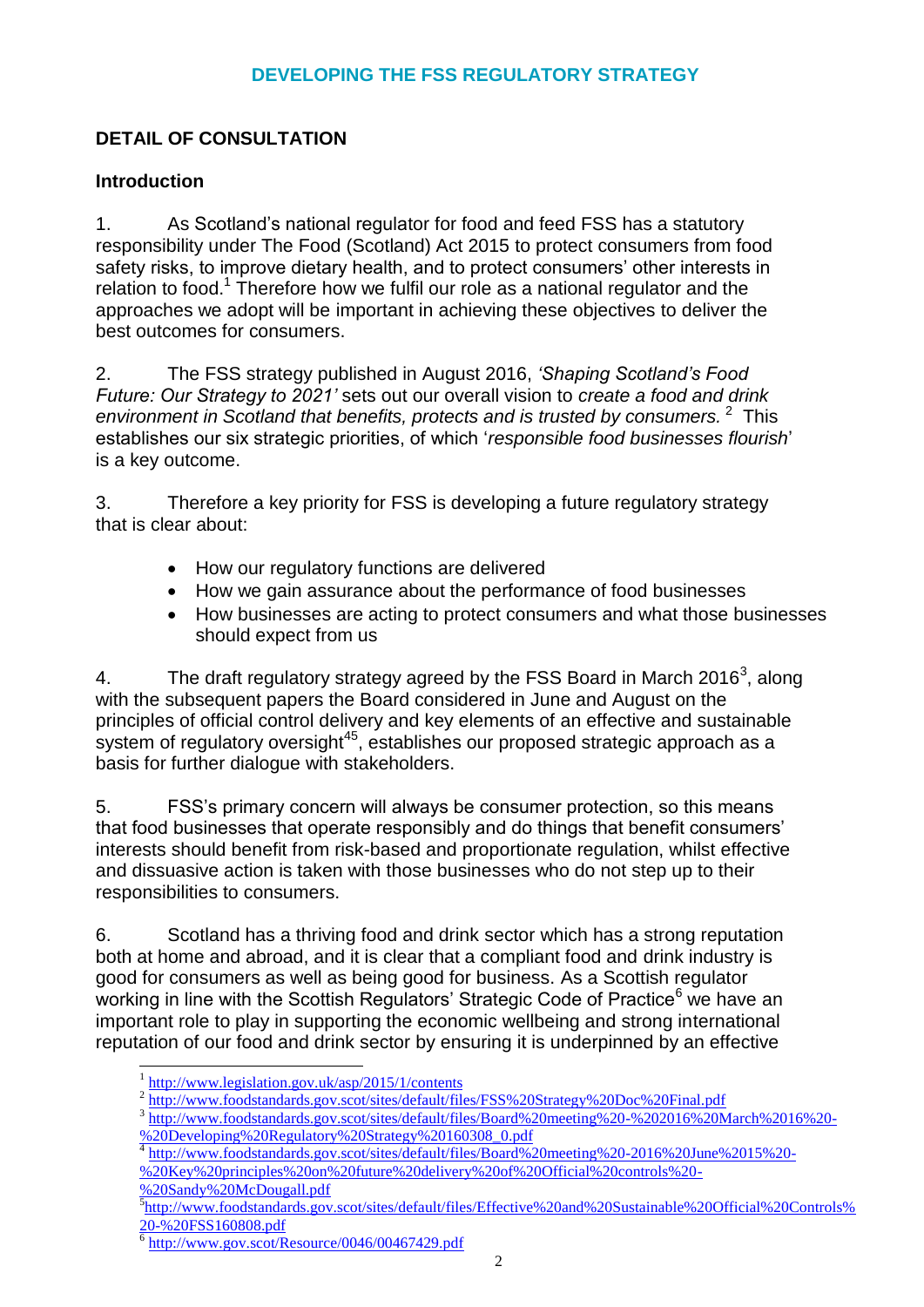## DEVELOPING THE FSS REGULATORY STRATEGY

### DETAIL OF CONSULTATION

#### Introduction

1. As Scotland's national regulator for food and feed FSS has a statutory responsibility under The Food (Scotland) Act 2015 to protect consumers from food safety risks, to improve dietary health, and to protect consumers' other interests in relation to food.[1] Therefore how we fulfil our role as a national regulator and the approaches we adopt will be important in achieving these objectives to deliver the best outcomes for consumers.

2. The FSS strategy published in August 2016, *'Shaping Scotland's Food Future: Our Strategy to 2021'* sets out our overall vision to *create a food and drink environment in Scotland that benefits, protects and is trusted by consumers.* [2] This establishes our six strategic priorities, of which '*responsible food businesses flourish*' is a key outcome.

3. Therefore a key priority for FSS is developing a future regulatory strategy that is clear about:

- How our regulatory functions are delivered
- How we gain assurance about the performance of food businesses
- How businesses are acting to protect consumers and what those businesses should expect from us

4. The draft regulatory strategy agreed by the FSS Board in March 2016[3], along with the subsequent papers the Board considered in June and August on the principles of official control delivery and key elements of an effective and sustainable system of regulatory oversight[4][5], establishes our proposed strategic approach as a basis for further dialogue with stakeholders.

5. FSS's primary concern will always be consumer protection, so this means that food businesses that operate responsibly and do things that benefit consumers' interests should benefit from risk-based and proportionate regulation, whilst effective and dissuasive action is taken with those businesses who do not step up to their responsibilities to consumers.

6. Scotland has a thriving food and drink sector which has a strong reputation both at home and abroad, and it is clear that a compliant food and drink industry is good for consumers as well as being good for business. As a Scottish regulator working in line with the Scottish Regulators' Strategic Code of Practice[6] we have an important role to play in supporting the economic wellbeing and strong international reputation of our food and drink sector by ensuring it is underpinned by an effective

---

[1] http://www.legislation.gov.uk/asp/2015/1/contents

[2] http://www.foodstandards.gov.scot/sites/default/files/FSS%20Strategy%20Doc%20Final.pdf

[3] http://www.foodstandards.gov.scot/sites/default/files/Board%20meeting%20-%202016%20March%2016%20-%20Developing%20Regulatory%20Strategy%20160308_0.pdf

[4] http://www.foodstandards.gov.scot/sites/default/files/Board%20meeting%20-2016%20June%2015%20-%20Key%20principles%20on%20future%20delivery%20of%20Official%20controls%20-%20Sandy%20McDougall.pdf

[5] http://www.foodstandards.gov.scot/sites/default/files/Effective%20and%20Sustainable%20Official%20Controls%20-%20FSS160808.pdf

[6] http://www.gov.scot/Resource/0046/00467429.pdf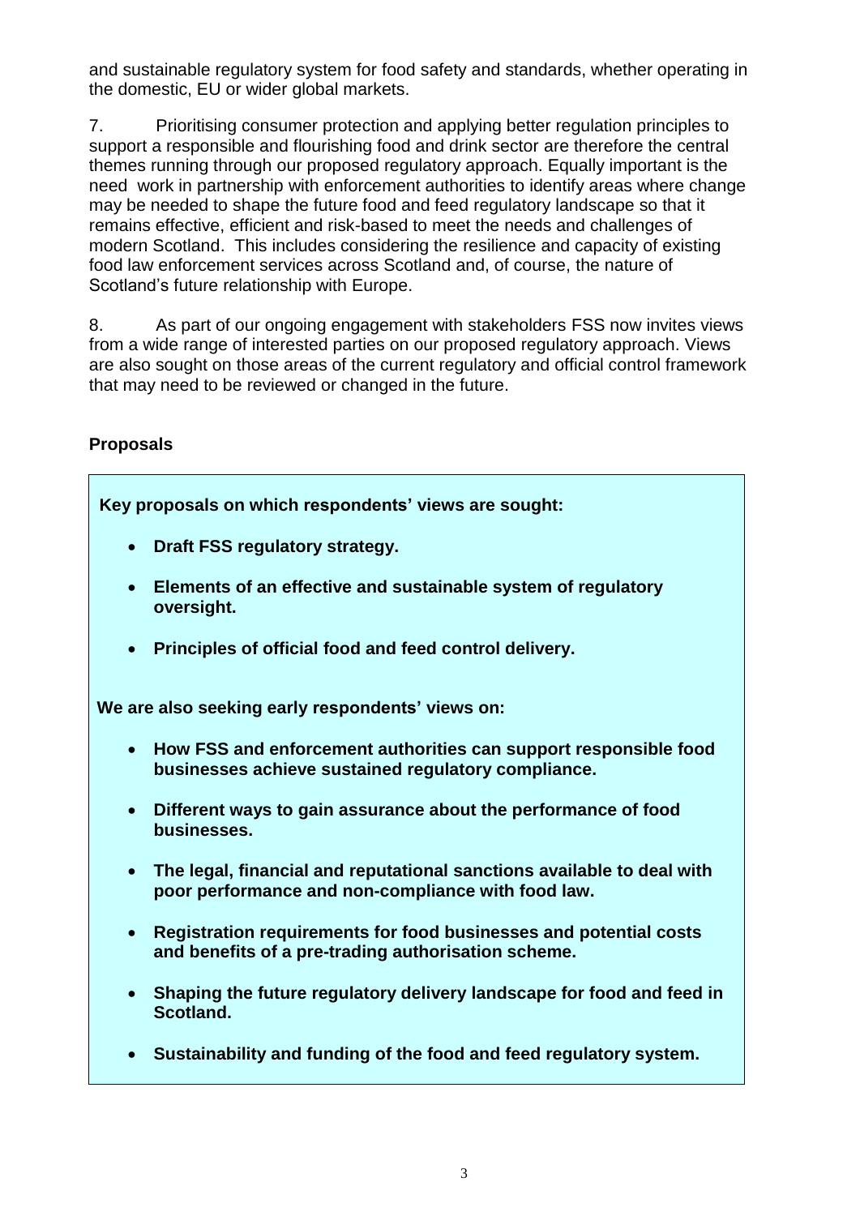and sustainable regulatory system for food safety and standards, whether operating in the domestic, EU or wider global markets.

7. Prioritising consumer protection and applying better regulation principles to support a responsible and flourishing food and drink sector are therefore the central themes running through our proposed regulatory approach. Equally important is the need work in partnership with enforcement authorities to identify areas where change may be needed to shape the future food and feed regulatory landscape so that it remains effective, efficient and risk-based to meet the needs and challenges of modern Scotland. This includes considering the resilience and capacity of existing food law enforcement services across Scotland and, of course, the nature of Scotland's future relationship with Europe.

8. As part of our ongoing engagement with stakeholders FSS now invites views from a wide range of interested parties on our proposed regulatory approach. Views are also sought on those areas of the current regulatory and official control framework that may need to be reviewed or changed in the future.

**Proposals**

**Key proposals on which respondents' views are sought:**

- **Draft FSS regulatory strategy.**
- **Elements of an effective and sustainable system of regulatory oversight.**
- **Principles of official food and feed control delivery.**

**We are also seeking early respondents' views on:**

- **How FSS and enforcement authorities can support responsible food businesses achieve sustained regulatory compliance.**
- **Different ways to gain assurance about the performance of food businesses.**
- **The legal, financial and reputational sanctions available to deal with poor performance and non-compliance with food law.**
- **Registration requirements for food businesses and potential costs and benefits of a pre-trading authorisation scheme.**
- **Shaping the future regulatory delivery landscape for food and feed in Scotland.**
- **Sustainability and funding of the food and feed regulatory system.**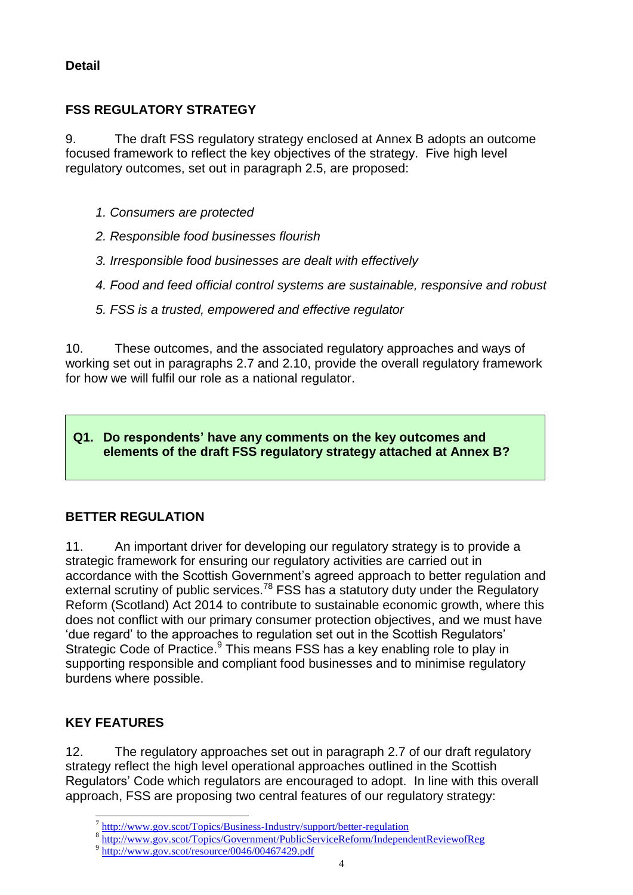**Detail**

## FSS REGULATORY STRATEGY

9. The draft FSS regulatory strategy enclosed at Annex B adopts an outcome focused framework to reflect the key objectives of the strategy. Five high level regulatory outcomes, set out in paragraph 2.5, are proposed:

*1. Consumers are protected*

*2. Responsible food businesses flourish*

*3. Irresponsible food businesses are dealt with effectively*

*4. Food and feed official control systems are sustainable, responsive and robust*

*5. FSS is a trusted, empowered and effective regulator*

10. These outcomes, and the associated regulatory approaches and ways of working set out in paragraphs 2.7 and 2.10, provide the overall regulatory framework for how we will fulfil our role as a national regulator.

> **Q1. Do respondents' have any comments on the key outcomes and elements of the draft FSS regulatory strategy attached at Annex B?**

## BETTER REGULATION

11. An important driver for developing our regulatory strategy is to provide a strategic framework for ensuring our regulatory activities are carried out in accordance with the Scottish Government's agreed approach to better regulation and external scrutiny of public services.[7][8] FSS has a statutory duty under the Regulatory Reform (Scotland) Act 2014 to contribute to sustainable economic growth, where this does not conflict with our primary consumer protection objectives, and we must have 'due regard' to the approaches to regulation set out in the Scottish Regulators' Strategic Code of Practice.[9] This means FSS has a key enabling role to play in supporting responsible and compliant food businesses and to minimise regulatory burdens where possible.

## KEY FEATURES

12. The regulatory approaches set out in paragraph 2.7 of our draft regulatory strategy reflect the high level operational approaches outlined in the Scottish Regulators' Code which regulators are encouraged to adopt. In line with this overall approach, FSS are proposing two central features of our regulatory strategy:

---

[7] http://www.gov.scot/Topics/Business-Industry/support/better-regulation

[8] http://www.gov.scot/Topics/Government/PublicServiceReform/IndependentReviewofReg

[9] http://www.gov.scot/resource/0046/00467429.pdf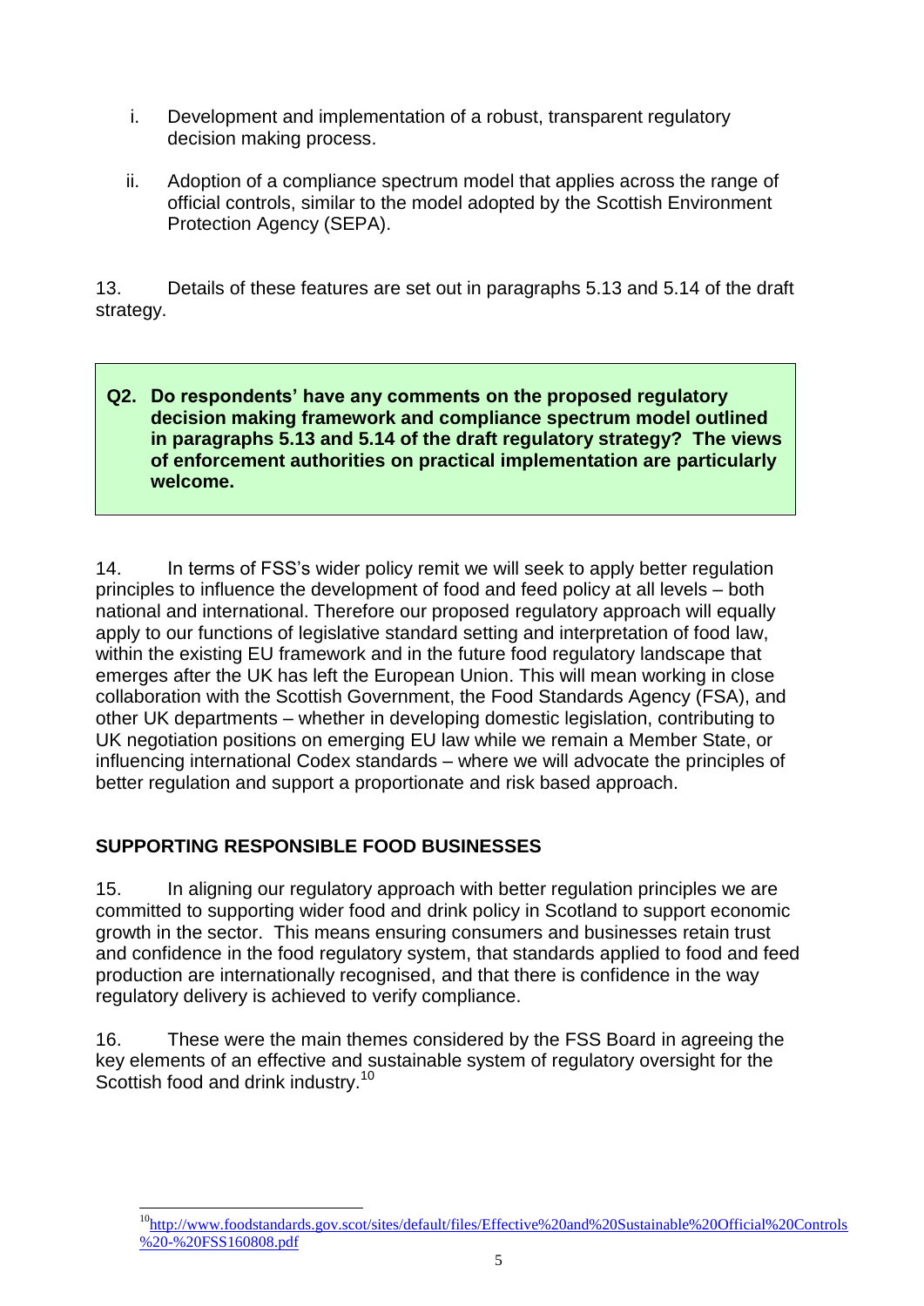i. Development and implementation of a robust, transparent regulatory decision making process.

ii. Adoption of a compliance spectrum model that applies across the range of official controls, similar to the model adopted by the Scottish Environment Protection Agency (SEPA).

13. Details of these features are set out in paragraphs 5.13 and 5.14 of the draft strategy.

> **Q2. Do respondents' have any comments on the proposed regulatory decision making framework and compliance spectrum model outlined in paragraphs 5.13 and 5.14 of the draft regulatory strategy? The views of enforcement authorities on practical implementation are particularly welcome.**

14. In terms of FSS's wider policy remit we will seek to apply better regulation principles to influence the development of food and feed policy at all levels – both national and international. Therefore our proposed regulatory approach will equally apply to our functions of legislative standard setting and interpretation of food law, within the existing EU framework and in the future food regulatory landscape that emerges after the UK has left the European Union. This will mean working in close collaboration with the Scottish Government, the Food Standards Agency (FSA), and other UK departments – whether in developing domestic legislation, contributing to UK negotiation positions on emerging EU law while we remain a Member State, or influencing international Codex standards – where we will advocate the principles of better regulation and support a proportionate and risk based approach.

## SUPPORTING RESPONSIBLE FOOD BUSINESSES

15. In aligning our regulatory approach with better regulation principles we are committed to supporting wider food and drink policy in Scotland to support economic growth in the sector. This means ensuring consumers and businesses retain trust and confidence in the food regulatory system, that standards applied to food and feed production are internationally recognised, and that there is confidence in the way regulatory delivery is achieved to verify compliance.

16. These were the main themes considered by the FSS Board in agreeing the key elements of an effective and sustainable system of regulatory oversight for the Scottish food and drink industry.[10]

---

[10] http://www.foodstandards.gov.scot/sites/default/files/Effective%20and%20Sustainable%20Official%20Controls%20-%20FSS160808.pdf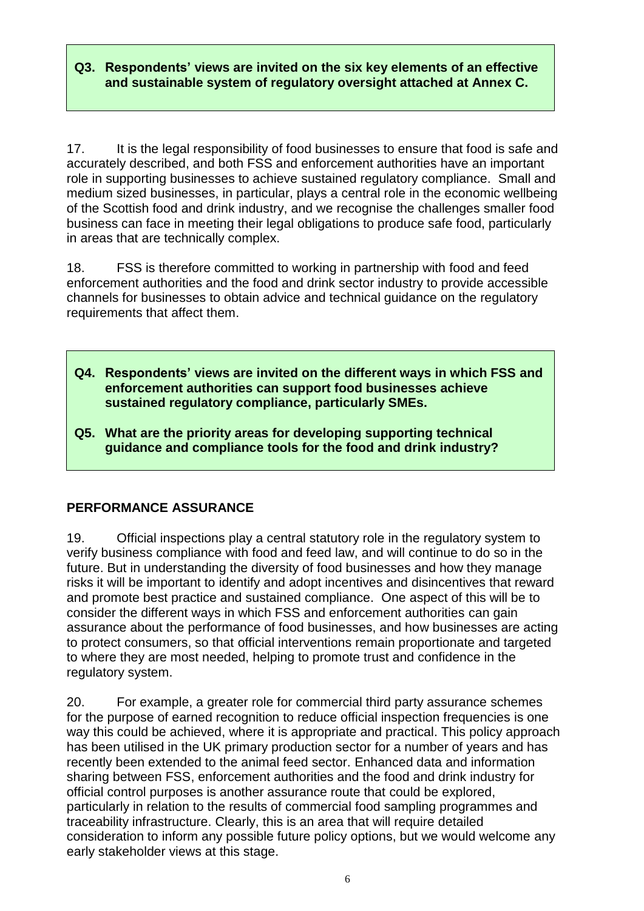**Q3. Respondents' views are invited on the six key elements of an effective and sustainable system of regulatory oversight attached at Annex C.**

17. It is the legal responsibility of food businesses to ensure that food is safe and accurately described, and both FSS and enforcement authorities have an important role in supporting businesses to achieve sustained regulatory compliance. Small and medium sized businesses, in particular, plays a central role in the economic wellbeing of the Scottish food and drink industry, and we recognise the challenges smaller food business can face in meeting their legal obligations to produce safe food, particularly in areas that are technically complex.

18. FSS is therefore committed to working in partnership with food and feed enforcement authorities and the food and drink sector industry to provide accessible channels for businesses to obtain advice and technical guidance on the regulatory requirements that affect them.

**Q4. Respondents' views are invited on the different ways in which FSS and enforcement authorities can support food businesses achieve sustained regulatory compliance, particularly SMEs.**

**Q5. What are the priority areas for developing supporting technical guidance and compliance tools for the food and drink industry?**

## PERFORMANCE ASSURANCE

19. Official inspections play a central statutory role in the regulatory system to verify business compliance with food and feed law, and will continue to do so in the future. But in understanding the diversity of food businesses and how they manage risks it will be important to identify and adopt incentives and disincentives that reward and promote best practice and sustained compliance. One aspect of this will be to consider the different ways in which FSS and enforcement authorities can gain assurance about the performance of food businesses, and how businesses are acting to protect consumers, so that official interventions remain proportionate and targeted to where they are most needed, helping to promote trust and confidence in the regulatory system.

20. For example, a greater role for commercial third party assurance schemes for the purpose of earned recognition to reduce official inspection frequencies is one way this could be achieved, where it is appropriate and practical. This policy approach has been utilised in the UK primary production sector for a number of years and has recently been extended to the animal feed sector. Enhanced data and information sharing between FSS, enforcement authorities and the food and drink industry for official control purposes is another assurance route that could be explored, particularly in relation to the results of commercial food sampling programmes and traceability infrastructure. Clearly, this is an area that will require detailed consideration to inform any possible future policy options, but we would welcome any early stakeholder views at this stage.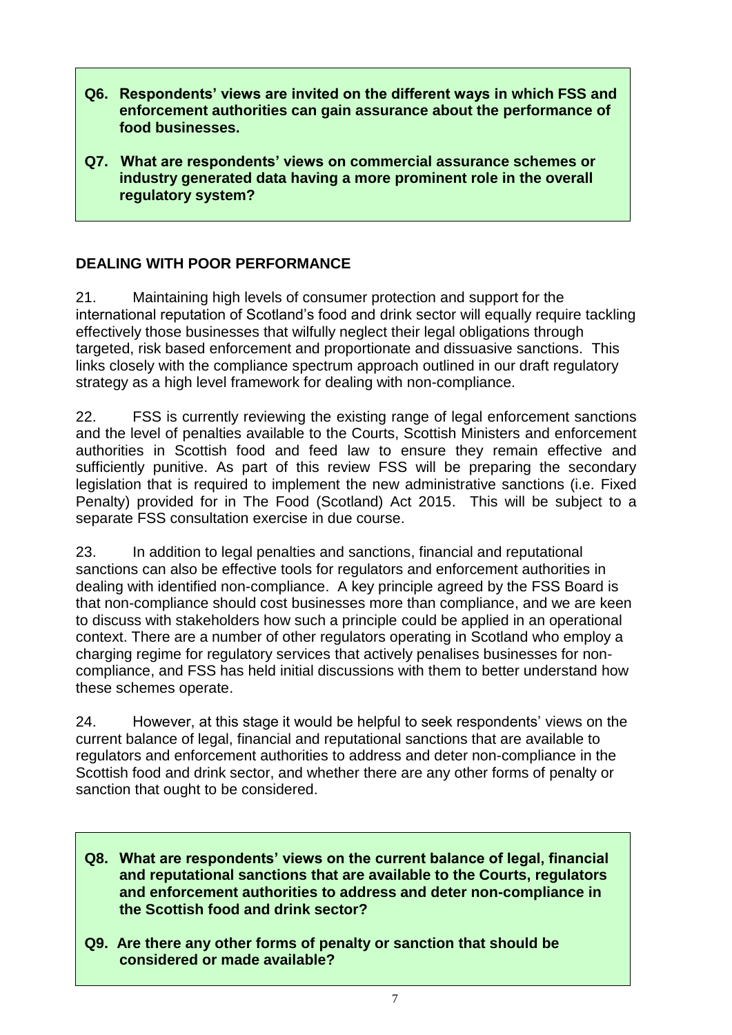**Q6. Respondents' views are invited on the different ways in which FSS and enforcement authorities can gain assurance about the performance of food businesses.**

**Q7. What are respondents' views on commercial assurance schemes or industry generated data having a more prominent role in the overall regulatory system?**

## DEALING WITH POOR PERFORMANCE

21. Maintaining high levels of consumer protection and support for the international reputation of Scotland's food and drink sector will equally require tackling effectively those businesses that wilfully neglect their legal obligations through targeted, risk based enforcement and proportionate and dissuasive sanctions. This links closely with the compliance spectrum approach outlined in our draft regulatory strategy as a high level framework for dealing with non-compliance.

22. FSS is currently reviewing the existing range of legal enforcement sanctions and the level of penalties available to the Courts, Scottish Ministers and enforcement authorities in Scottish food and feed law to ensure they remain effective and sufficiently punitive. As part of this review FSS will be preparing the secondary legislation that is required to implement the new administrative sanctions (i.e. Fixed Penalty) provided for in The Food (Scotland) Act 2015. This will be subject to a separate FSS consultation exercise in due course.

23. In addition to legal penalties and sanctions, financial and reputational sanctions can also be effective tools for regulators and enforcement authorities in dealing with identified non-compliance. A key principle agreed by the FSS Board is that non-compliance should cost businesses more than compliance, and we are keen to discuss with stakeholders how such a principle could be applied in an operational context. There are a number of other regulators operating in Scotland who employ a charging regime for regulatory services that actively penalises businesses for non-compliance, and FSS has held initial discussions with them to better understand how these schemes operate.

24. However, at this stage it would be helpful to seek respondents' views on the current balance of legal, financial and reputational sanctions that are available to regulators and enforcement authorities to address and deter non-compliance in the Scottish food and drink sector, and whether there are any other forms of penalty or sanction that ought to be considered.

**Q8. What are respondents' views on the current balance of legal, financial and reputational sanctions that are available to the Courts, regulators and enforcement authorities to address and deter non-compliance in the Scottish food and drink sector?**

**Q9. Are there any other forms of penalty or sanction that should be considered or made available?**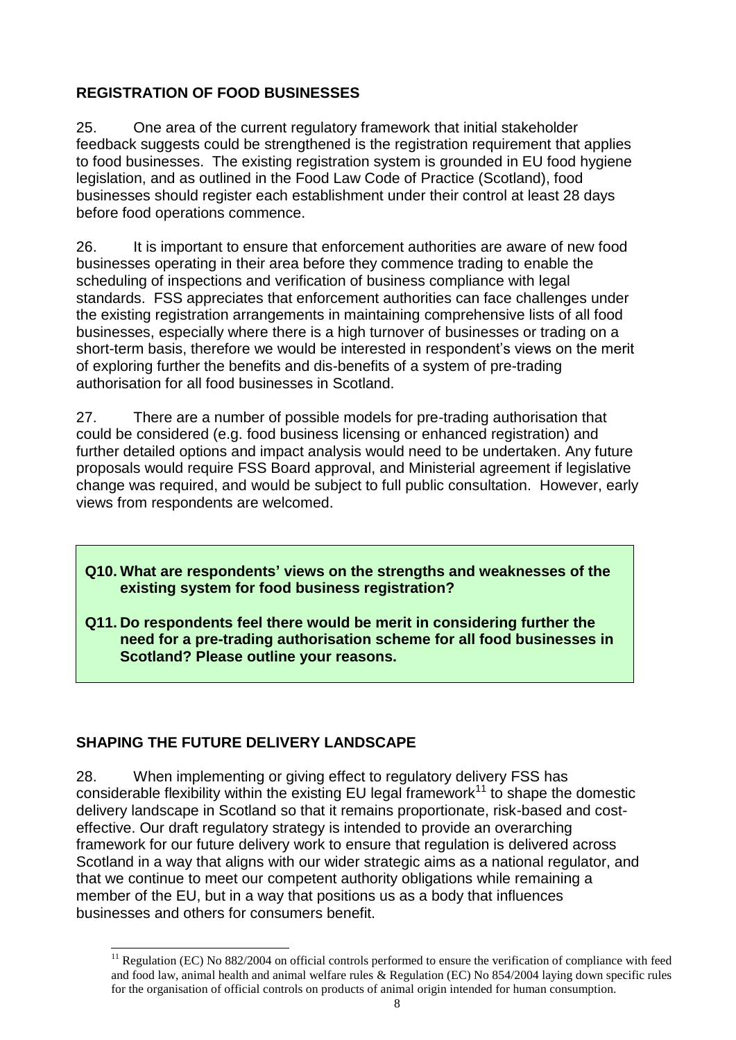## REGISTRATION OF FOOD BUSINESSES

25. One area of the current regulatory framework that initial stakeholder feedback suggests could be strengthened is the registration requirement that applies to food businesses. The existing registration system is grounded in EU food hygiene legislation, and as outlined in the Food Law Code of Practice (Scotland), food businesses should register each establishment under their control at least 28 days before food operations commence.

26. It is important to ensure that enforcement authorities are aware of new food businesses operating in their area before they commence trading to enable the scheduling of inspections and verification of business compliance with legal standards. FSS appreciates that enforcement authorities can face challenges under the existing registration arrangements in maintaining comprehensive lists of all food businesses, especially where there is a high turnover of businesses or trading on a short-term basis, therefore we would be interested in respondent's views on the merit of exploring further the benefits and dis-benefits of a system of pre-trading authorisation for all food businesses in Scotland.

27. There are a number of possible models for pre-trading authorisation that could be considered (e.g. food business licensing or enhanced registration) and further detailed options and impact analysis would need to be undertaken. Any future proposals would require FSS Board approval, and Ministerial agreement if legislative change was required, and would be subject to full public consultation. However, early views from respondents are welcomed.

**Q10. What are respondents' views on the strengths and weaknesses of the existing system for food business registration?**

**Q11. Do respondents feel there would be merit in considering further the need for a pre-trading authorisation scheme for all food businesses in Scotland? Please outline your reasons.**

## SHAPING THE FUTURE DELIVERY LANDSCAPE

28. When implementing or giving effect to regulatory delivery FSS has considerable flexibility within the existing EU legal framework[11] to shape the domestic delivery landscape in Scotland so that it remains proportionate, risk-based and cost-effective. Our draft regulatory strategy is intended to provide an overarching framework for our future delivery work to ensure that regulation is delivered across Scotland in a way that aligns with our wider strategic aims as a national regulator, and that we continue to meet our competent authority obligations while remaining a member of the EU, but in a way that positions us as a body that influences businesses and others for consumers benefit.

[11] Regulation (EC) No 882/2004 on official controls performed to ensure the verification of compliance with feed and food law, animal health and animal welfare rules & Regulation (EC) No 854/2004 laying down specific rules for the organisation of official controls on products of animal origin intended for human consumption.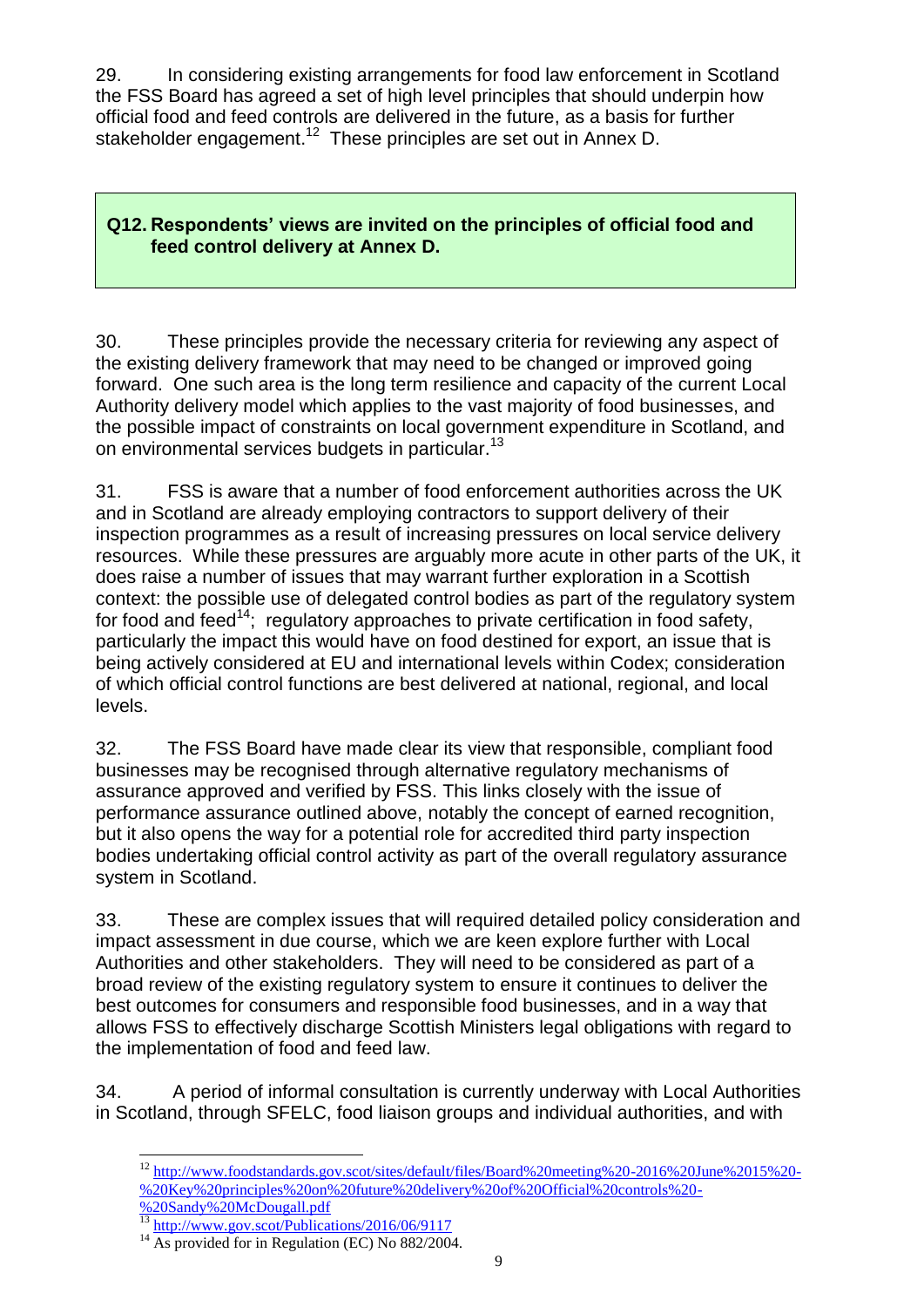29. In considering existing arrangements for food law enforcement in Scotland the FSS Board has agreed a set of high level principles that should underpin how official food and feed controls are delivered in the future, as a basis for further stakeholder engagement.[12] These principles are set out in Annex D.

> **Q12. Respondents' views are invited on the principles of official food and feed control delivery at Annex D.**

30. These principles provide the necessary criteria for reviewing any aspect of the existing delivery framework that may need to be changed or improved going forward. One such area is the long term resilience and capacity of the current Local Authority delivery model which applies to the vast majority of food businesses, and the possible impact of constraints on local government expenditure in Scotland, and on environmental services budgets in particular.[13]

31. FSS is aware that a number of food enforcement authorities across the UK and in Scotland are already employing contractors to support delivery of their inspection programmes as a result of increasing pressures on local service delivery resources. While these pressures are arguably more acute in other parts of the UK, it does raise a number of issues that may warrant further exploration in a Scottish context: the possible use of delegated control bodies as part of the regulatory system for food and feed[14]; regulatory approaches to private certification in food safety, particularly the impact this would have on food destined for export, an issue that is being actively considered at EU and international levels within Codex; consideration of which official control functions are best delivered at national, regional, and local levels.

32. The FSS Board have made clear its view that responsible, compliant food businesses may be recognised through alternative regulatory mechanisms of assurance approved and verified by FSS. This links closely with the issue of performance assurance outlined above, notably the concept of earned recognition, but it also opens the way for a potential role for accredited third party inspection bodies undertaking official control activity as part of the overall regulatory assurance system in Scotland.

33. These are complex issues that will required detailed policy consideration and impact assessment in due course, which we are keen explore further with Local Authorities and other stakeholders. They will need to be considered as part of a broad review of the existing regulatory system to ensure it continues to deliver the best outcomes for consumers and responsible food businesses, and in a way that allows FSS to effectively discharge Scottish Ministers legal obligations with regard to the implementation of food and feed law.

34. A period of informal consultation is currently underway with Local Authorities in Scotland, through SFELC, food liaison groups and individual authorities, and with

---

[12] http://www.foodstandards.gov.scot/sites/default/files/Board%20meeting%20-2016%20June%2015%20-%20Key%20principles%20on%20future%20delivery%20of%20Official%20controls%20-%20Sandy%20McDougall.pdf

[13] http://www.gov.scot/Publications/2016/06/9117

[14] As provided for in Regulation (EC) No 882/2004.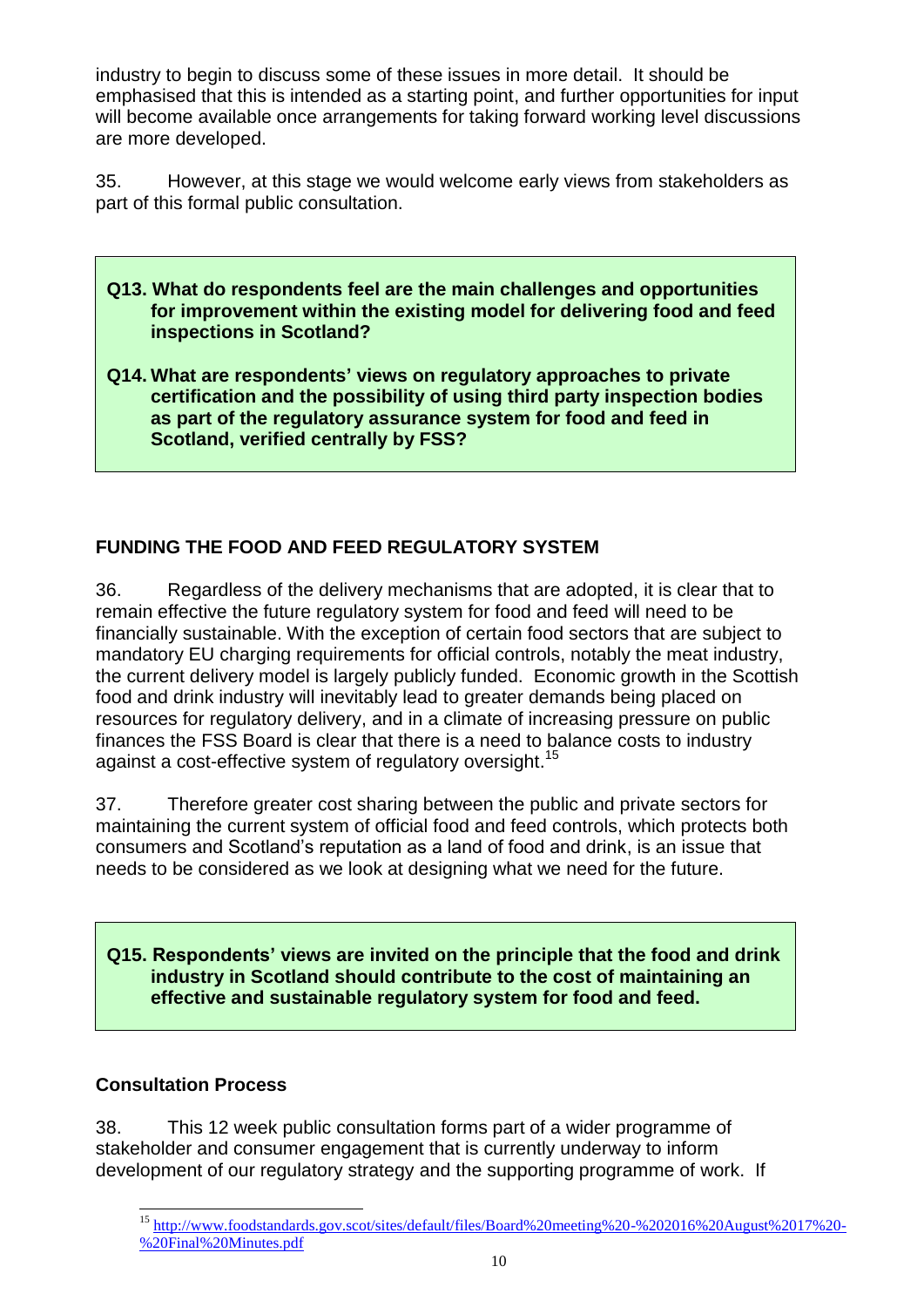industry to begin to discuss some of these issues in more detail. It should be emphasised that this is intended as a starting point, and further opportunities for input will become available once arrangements for taking forward working level discussions are more developed.

35. However, at this stage we would welcome early views from stakeholders as part of this formal public consultation.

> **Q13. What do respondents feel are the main challenges and opportunities for improvement within the existing model for delivering food and feed inspections in Scotland?**
>
> **Q14. What are respondents' views on regulatory approaches to private certification and the possibility of using third party inspection bodies as part of the regulatory assurance system for food and feed in Scotland, verified centrally by FSS?**

## FUNDING THE FOOD AND FEED REGULATORY SYSTEM

36. Regardless of the delivery mechanisms that are adopted, it is clear that to remain effective the future regulatory system for food and feed will need to be financially sustainable. With the exception of certain food sectors that are subject to mandatory EU charging requirements for official controls, notably the meat industry, the current delivery model is largely publicly funded. Economic growth in the Scottish food and drink industry will inevitably lead to greater demands being placed on resources for regulatory delivery, and in a climate of increasing pressure on public finances the FSS Board is clear that there is a need to balance costs to industry against a cost-effective system of regulatory oversight.[15]

37. Therefore greater cost sharing between the public and private sectors for maintaining the current system of official food and feed controls, which protects both consumers and Scotland's reputation as a land of food and drink, is an issue that needs to be considered as we look at designing what we need for the future.

> **Q15. Respondents' views are invited on the principle that the food and drink industry in Scotland should contribute to the cost of maintaining an effective and sustainable regulatory system for food and feed.**

### Consultation Process

38. This 12 week public consultation forms part of a wider programme of stakeholder and consumer engagement that is currently underway to inform development of our regulatory strategy and the supporting programme of work. If

[15] http://www.foodstandards.gov.scot/sites/default/files/Board%20meeting%20-%202016%20August%2017%20-%20Final%20Minutes.pdf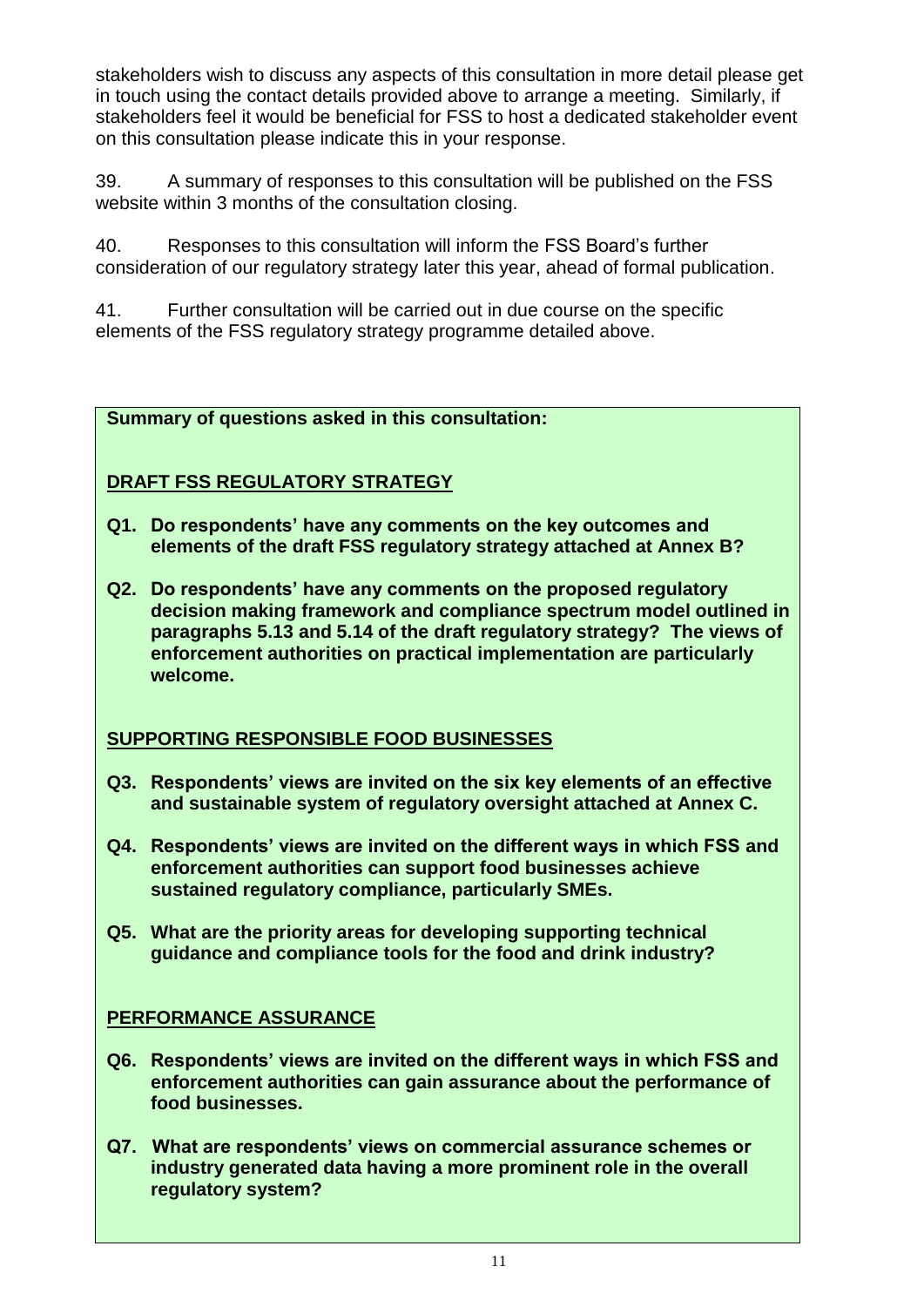stakeholders wish to discuss any aspects of this consultation in more detail please get in touch using the contact details provided above to arrange a meeting. Similarly, if stakeholders feel it would be beneficial for FSS to host a dedicated stakeholder event on this consultation please indicate this in your response.

39. A summary of responses to this consultation will be published on the FSS website within 3 months of the consultation closing.

40. Responses to this consultation will inform the FSS Board's further consideration of our regulatory strategy later this year, ahead of formal publication.

41. Further consultation will be carried out in due course on the specific elements of the FSS regulatory strategy programme detailed above.

**Summary of questions asked in this consultation:**

**DRAFT FSS REGULATORY STRATEGY**

**Q1. Do respondents' have any comments on the key outcomes and elements of the draft FSS regulatory strategy attached at Annex B?**

**Q2. Do respondents' have any comments on the proposed regulatory decision making framework and compliance spectrum model outlined in paragraphs 5.13 and 5.14 of the draft regulatory strategy? The views of enforcement authorities on practical implementation are particularly welcome.**

**SUPPORTING RESPONSIBLE FOOD BUSINESSES**

**Q3. Respondents' views are invited on the six key elements of an effective and sustainable system of regulatory oversight attached at Annex C.**

**Q4. Respondents' views are invited on the different ways in which FSS and enforcement authorities can support food businesses achieve sustained regulatory compliance, particularly SMEs.**

**Q5. What are the priority areas for developing supporting technical guidance and compliance tools for the food and drink industry?**

**PERFORMANCE ASSURANCE**

**Q6. Respondents' views are invited on the different ways in which FSS and enforcement authorities can gain assurance about the performance of food businesses.**

**Q7. What are respondents' views on commercial assurance schemes or industry generated data having a more prominent role in the overall regulatory system?**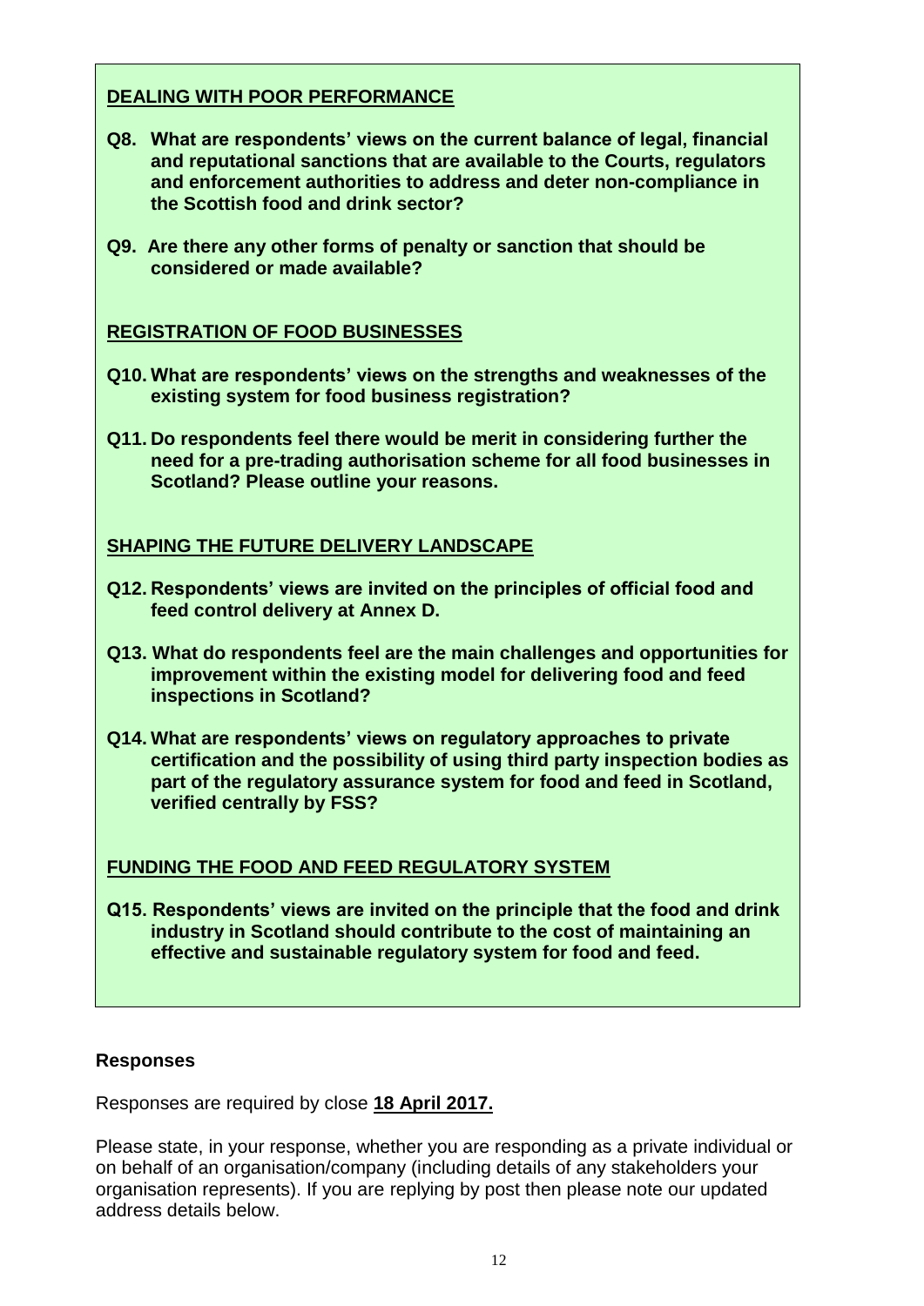**DEALING WITH POOR PERFORMANCE**

**Q8. What are respondents' views on the current balance of legal, financial and reputational sanctions that are available to the Courts, regulators and enforcement authorities to address and deter non-compliance in the Scottish food and drink sector?**

**Q9. Are there any other forms of penalty or sanction that should be considered or made available?**

**REGISTRATION OF FOOD BUSINESSES**

**Q10. What are respondents' views on the strengths and weaknesses of the existing system for food business registration?**

**Q11. Do respondents feel there would be merit in considering further the need for a pre-trading authorisation scheme for all food businesses in Scotland? Please outline your reasons.**

**SHAPING THE FUTURE DELIVERY LANDSCAPE**

**Q12. Respondents' views are invited on the principles of official food and feed control delivery at Annex D.**

**Q13. What do respondents feel are the main challenges and opportunities for improvement within the existing model for delivering food and feed inspections in Scotland?**

**Q14. What are respondents' views on regulatory approaches to private certification and the possibility of using third party inspection bodies as part of the regulatory assurance system for food and feed in Scotland, verified centrally by FSS?**

**FUNDING THE FOOD AND FEED REGULATORY SYSTEM**

**Q15. Respondents' views are invited on the principle that the food and drink industry in Scotland should contribute to the cost of maintaining an effective and sustainable regulatory system for food and feed.**

**Responses**

Responses are required by close **18 April 2017.**

Please state, in your response, whether you are responding as a private individual or on behalf of an organisation/company (including details of any stakeholders your organisation represents). If you are replying by post then please note our updated address details below.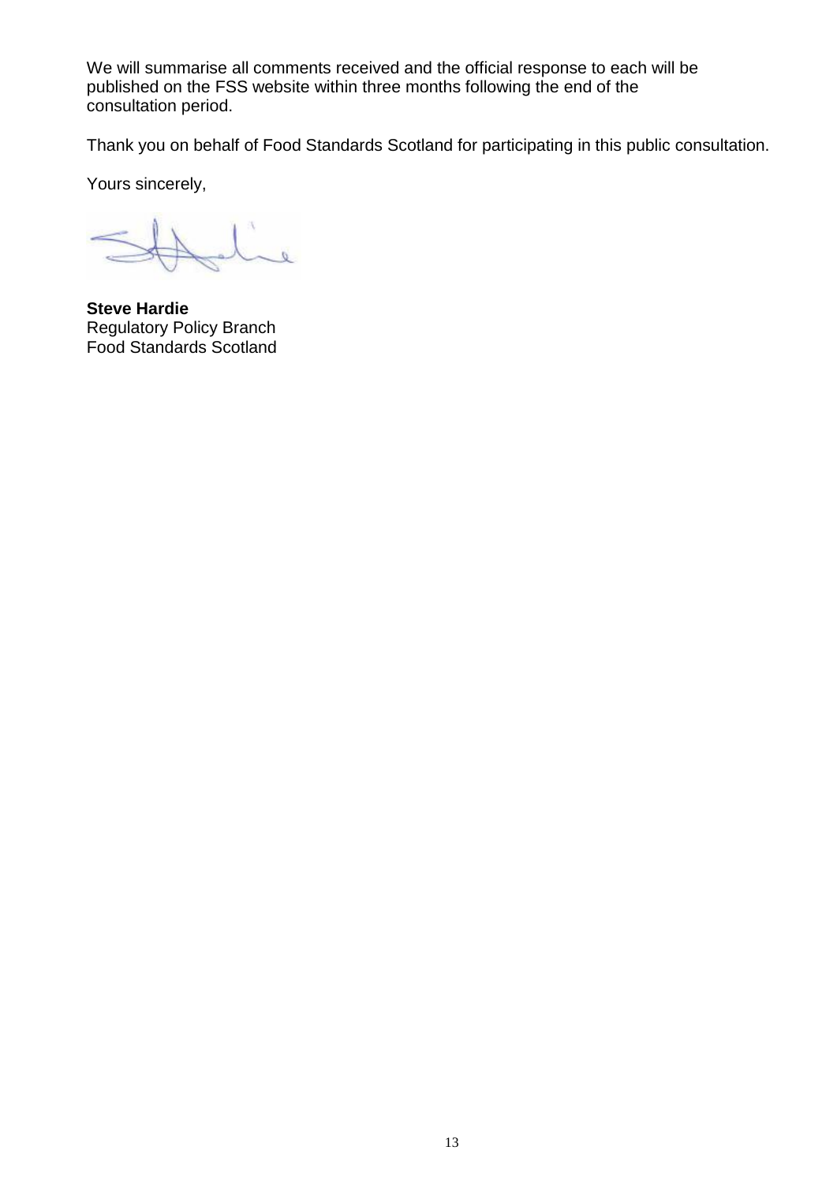We will summarise all comments received and the official response to each will be published on the FSS website within three months following the end of the consultation period.

Thank you on behalf of Food Standards Scotland for participating in this public consultation.

Yours sincerely,

**Steve Hardie**
Regulatory Policy Branch
Food Standards Scotland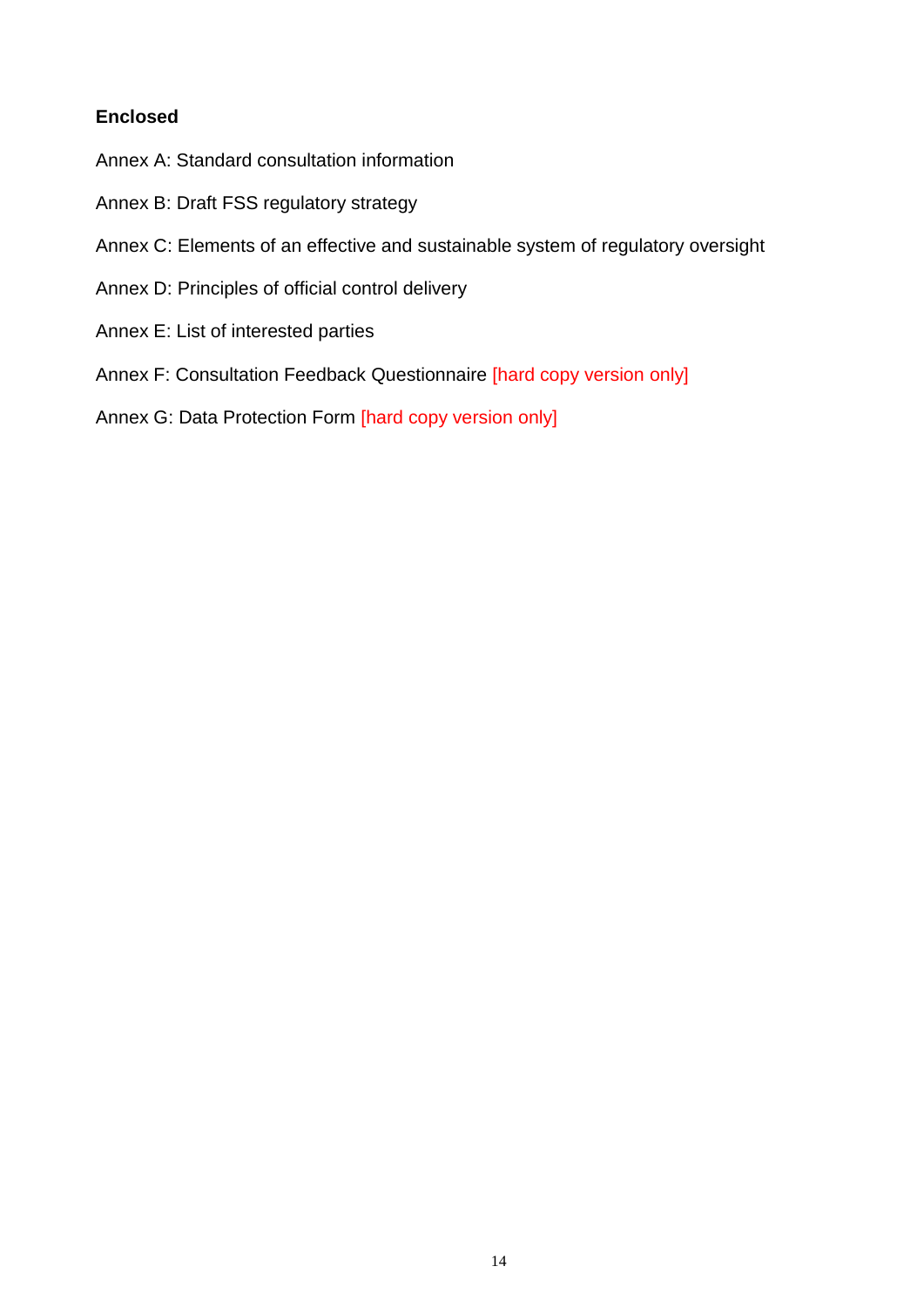**Enclosed**

Annex A: Standard consultation information

Annex B: Draft FSS regulatory strategy

Annex C: Elements of an effective and sustainable system of regulatory oversight

Annex D: Principles of official control delivery

Annex E: List of interested parties

Annex F: Consultation Feedback Questionnaire [hard copy version only]

Annex G: Data Protection Form [hard copy version only]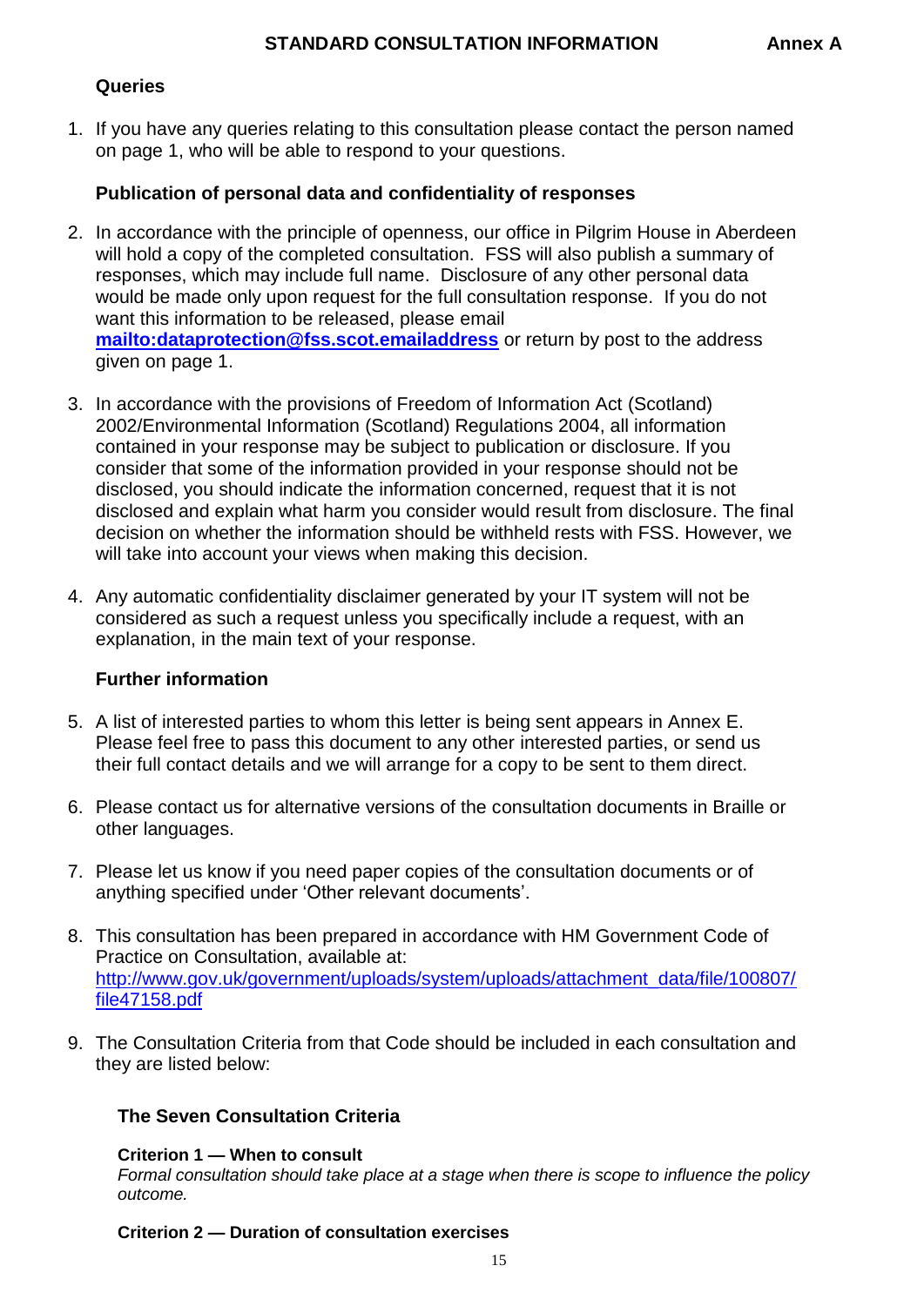## STANDARD CONSULTATION INFORMATION

**Annex A**

### Queries

1. If you have any queries relating to this consultation please contact the person named on page 1, who will be able to respond to your questions.

### Publication of personal data and confidentiality of responses

2. In accordance with the principle of openness, our office in Pilgrim House in Aberdeen will hold a copy of the completed consultation. FSS will also publish a summary of responses, which may include full name. Disclosure of any other personal data would be made only upon request for the full consultation response. If you do not want this information to be released, please email **mailto:dataprotection@fss.scot.emailaddress** or return by post to the address given on page 1.

3. In accordance with the provisions of Freedom of Information Act (Scotland) 2002/Environmental Information (Scotland) Regulations 2004, all information contained in your response may be subject to publication or disclosure. If you consider that some of the information provided in your response should not be disclosed, you should indicate the information concerned, request that it is not disclosed and explain what harm you consider would result from disclosure. The final decision on whether the information should be withheld rests with FSS. However, we will take into account your views when making this decision.

4. Any automatic confidentiality disclaimer generated by your IT system will not be considered as such a request unless you specifically include a request, with an explanation, in the main text of your response.

### Further information

5. A list of interested parties to whom this letter is being sent appears in Annex E. Please feel free to pass this document to any other interested parties, or send us their full contact details and we will arrange for a copy to be sent to them direct.

6. Please contact us for alternative versions of the consultation documents in Braille or other languages.

7. Please let us know if you need paper copies of the consultation documents or of anything specified under 'Other relevant documents'.

8. This consultation has been prepared in accordance with HM Government Code of Practice on Consultation, available at: http://www.gov.uk/government/uploads/system/uploads/attachment_data/file/100807/file47158.pdf

9. The Consultation Criteria from that Code should be included in each consultation and they are listed below:

#### The Seven Consultation Criteria

**Criterion 1 — When to consult**
*Formal consultation should take place at a stage when there is scope to influence the policy outcome.*

**Criterion 2 — Duration of consultation exercises**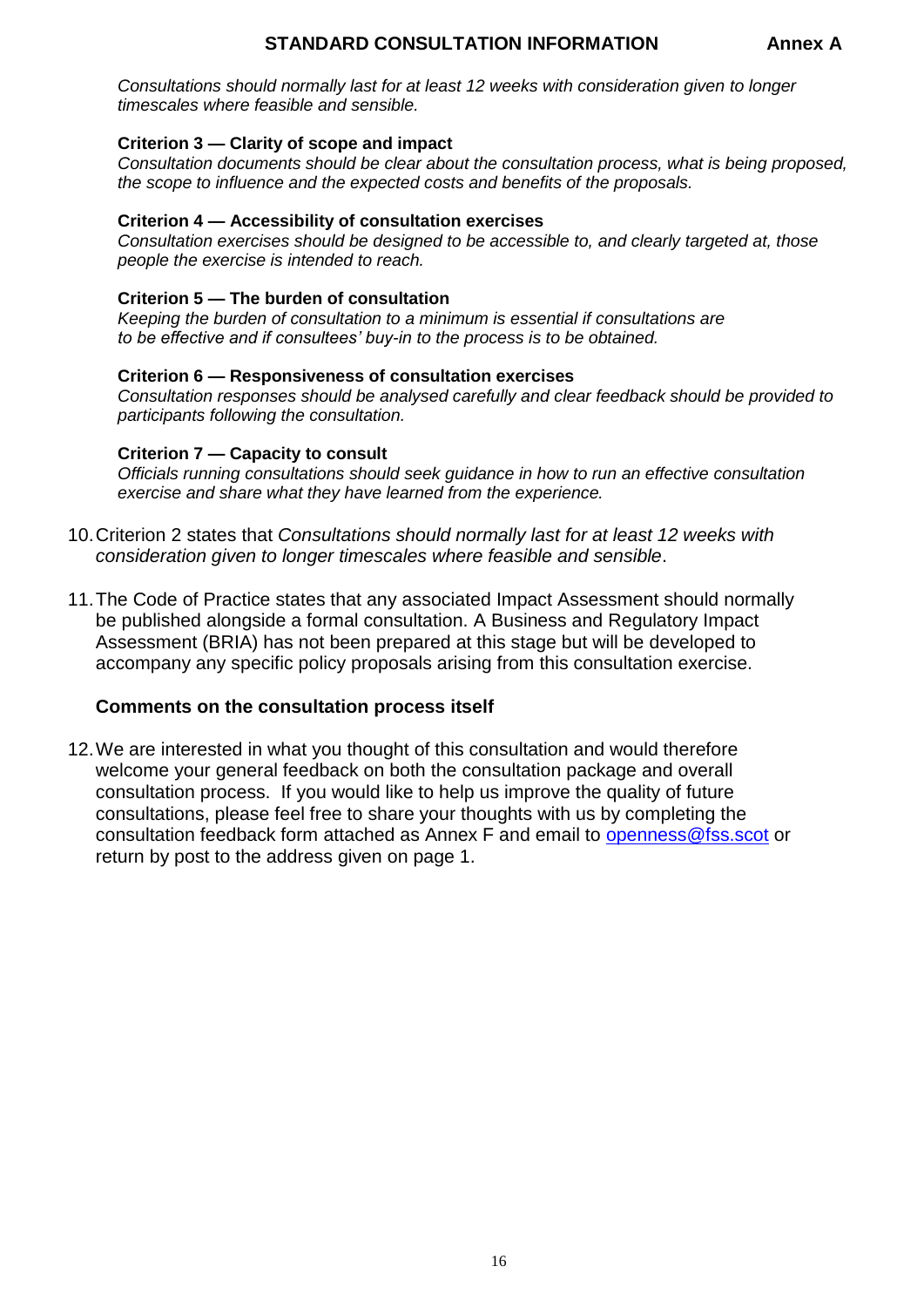*Consultations should normally last for at least 12 weeks with consideration given to longer timescales where feasible and sensible.*

**Criterion 3 — Clarity of scope and impact**
*Consultation documents should be clear about the consultation process, what is being proposed, the scope to influence and the expected costs and benefits of the proposals.*

**Criterion 4 — Accessibility of consultation exercises**
*Consultation exercises should be designed to be accessible to, and clearly targeted at, those people the exercise is intended to reach.*

**Criterion 5 — The burden of consultation**
*Keeping the burden of consultation to a minimum is essential if consultations are to be effective and if consultees' buy-in to the process is to be obtained.*

**Criterion 6 — Responsiveness of consultation exercises**
*Consultation responses should be analysed carefully and clear feedback should be provided to participants following the consultation.*

**Criterion 7 — Capacity to consult**
*Officials running consultations should seek guidance in how to run an effective consultation exercise and share what they have learned from the experience.*

10. Criterion 2 states that *Consultations should normally last for at least 12 weeks with consideration given to longer timescales where feasible and sensible*.

11. The Code of Practice states that any associated Impact Assessment should normally be published alongside a formal consultation. A Business and Regulatory Impact Assessment (BRIA) has not been prepared at this stage but will be developed to accompany any specific policy proposals arising from this consultation exercise.

### Comments on the consultation process itself

12. We are interested in what you thought of this consultation and would therefore welcome your general feedback on both the consultation package and overall consultation process. If you would like to help us improve the quality of future consultations, please feel free to share your thoughts with us by completing the consultation feedback form attached as Annex F and email to openness@fss.scot or return by post to the address given on page 1.